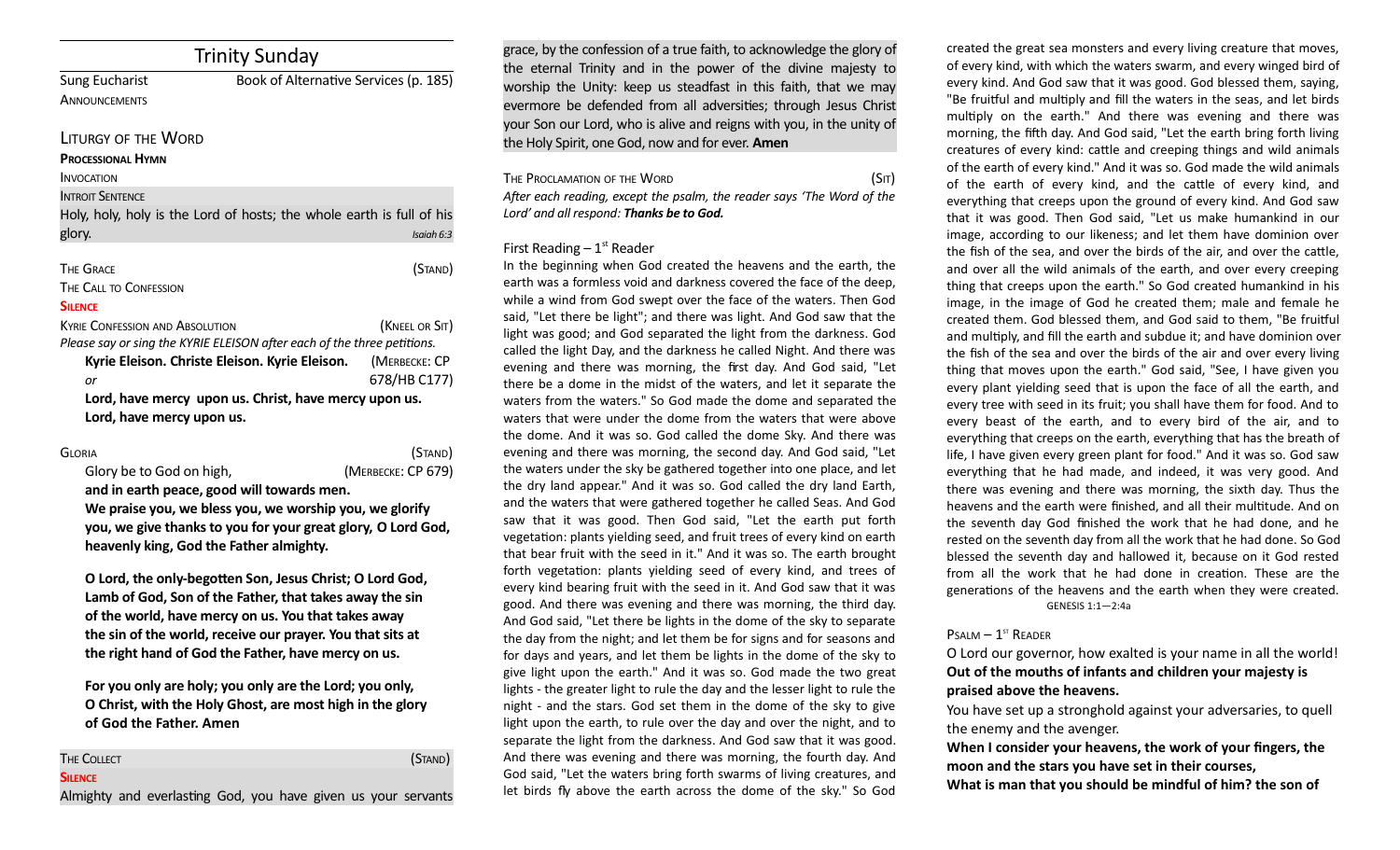# Trinity Sunday

Sung Eucharist — Book of Alternative Services (p. 185)

ANNOUNCEMENTS

## LITURGY OF THE WORD

**PROCESSIONAL HYMN**

INVOCATION

INTROIT SENTENCE

Holy, holy, holy is the Lord of hosts; the whole earth is full of his glory. *Isaiah 6:3*

THE GRACE (STAND)

THE CALL TO CONFESSION

**SILENCE**

KYRIE CONFESSION AND ABSOLUTION (KNEEL OR SIT)

*Please say or sing the KYRIE ELEISON after each of the three petitions.*

**Kyrie Eleison. Christe Eleison. Kyrie Eleison.** (MERBECKE: CP 678/HB C177)

*or*

**Lord, have mercy upon us. Christ, have mercy upon us. Lord, have mercy upon us.**

GLORIA (STAND)

Glory be to God on high, (MERBECKE: CP 679)

**and in earth peace, good will towards men.**

**We praise you, we bless you, we worship you, we glorify you, we give thanks to you for your great glory, O Lord God, heavenly king, God the Father almighty.**

**O Lord, the only-begotten Son, Jesus Christ; O Lord God, Lamb of God, Son of the Father, that takes away the sin of the world, have mercy on us. You that takes away the sin of the world, receive our prayer. You that sits at the right hand of God the Father, have mercy on us.**

**For you only are holy; you only are the Lord; you only, O Christ, with the Holy Ghost, are most high in the glory of God the Father. Amen**

THE COLLECT (STAND)

**SILENCE**

Almighty and everlasting God, you have given us your servants grace, by the confession of a true faith, to acknowledge the glory of the eternal Trinity and in the power of the divine majesty to worship the Unity: keep us steadfast in this faith, that we may evermore be defended from all adversities; through Jesus Christ your Son our Lord, who is alive and reigns with you, in the unity of the Holy Spirit, one God, now and for ever. **Amen**

THE PROCLAMATION OF THE WORD (SIT)

*After each reading, except the psalm, the reader says 'The Word of the Lord' and all respond: **Thanks be to God.***

First Reading – 1st Reader

In the beginning when God created the heavens and the earth, the earth was a formless void and darkness covered the face of the deep, while a wind from God swept over the face of the waters. Then God said, "Let there be light"; and there was light. And God saw that the light was good; and God separated the light from the darkness. God called the light Day, and the darkness he called Night. And there was evening and there was morning, the first day. And God said, "Let there be a dome in the midst of the waters, and let it separate the waters from the waters." So God made the dome and separated the waters that were under the dome from the waters that were above the dome. And it was so. God called the dome Sky. And there was evening and there was morning, the second day. And God said, "Let the waters under the sky be gathered together into one place, and let the dry land appear." And it was so. God called the dry land Earth, and the waters that were gathered together he called Seas. And God saw that it was good. Then God said, "Let the earth put forth vegetation: plants yielding seed, and fruit trees of every kind on earth that bear fruit with the seed in it." And it was so. The earth brought forth vegetation: plants yielding seed of every kind, and trees of every kind bearing fruit with the seed in it. And God saw that it was good. And there was evening and there was morning, the third day. And God said, "Let there be lights in the dome of the sky to separate the day from the night; and let them be for signs and for seasons and for days and years, and let them be lights in the dome of the sky to give light upon the earth." And it was so. God made the two great lights - the greater light to rule the day and the lesser light to rule the night - and the stars. God set them in the dome of the sky to give light upon the earth, to rule over the day and over the night, and to separate the light from the darkness. And God saw that it was good. And there was evening and there was morning, the fourth day. And God said, "Let the waters bring forth swarms of living creatures, and let birds fly above the earth across the dome of the sky." So God created the great sea monsters and every living creature that moves, of every kind, with which the waters swarm, and every winged bird of every kind. And God saw that it was good. God blessed them, saying, "Be fruitful and multiply and fill the waters in the seas, and let birds multiply on the earth." And there was evening and there was morning, the fifth day. And God said, "Let the earth bring forth living creatures of every kind: cattle and creeping things and wild animals of the earth of every kind." And it was so. God made the wild animals of the earth of every kind, and the cattle of every kind, and everything that creeps upon the ground of every kind. And God saw that it was good. Then God said, "Let us make humankind in our image, according to our likeness; and let them have dominion over the fish of the sea, and over the birds of the air, and over the cattle, and over all the wild animals of the earth, and over every creeping thing that creeps upon the earth." So God created humankind in his image, in the image of God he created them; male and female he created them. God blessed them, and God said to them, "Be fruitful and multiply, and fill the earth and subdue it; and have dominion over the fish of the sea and over the birds of the air and over every living thing that moves upon the earth." God said, "See, I have given you every plant yielding seed that is upon the face of all the earth, and every tree with seed in its fruit; you shall have them for food. And to every beast of the earth, and to every bird of the air, and to everything that creeps on the earth, everything that has the breath of life, I have given every green plant for food." And it was so. God saw everything that he had made, and indeed, it was very good. And there was evening and there was morning, the sixth day. Thus the heavens and the earth were finished, and all their multitude. And on the seventh day God finished the work that he had done, and he rested on the seventh day from all the work that he had done. So God blessed the seventh day and hallowed it, because on it God rested from all the work that he had done in creation. These are the generations of the heavens and the earth when they were created.
GENESIS 1:1—2:4a

PSALM – 1st READER

O Lord our governor, how exalted is your name in all the world!

**Out of the mouths of infants and children your majesty is praised above the heavens.**

You have set up a stronghold against your adversaries, to quell the enemy and the avenger.

**When I consider your heavens, the work of your fingers, the moon and the stars you have set in their courses,**

**What is man that you should be mindful of him? the son of**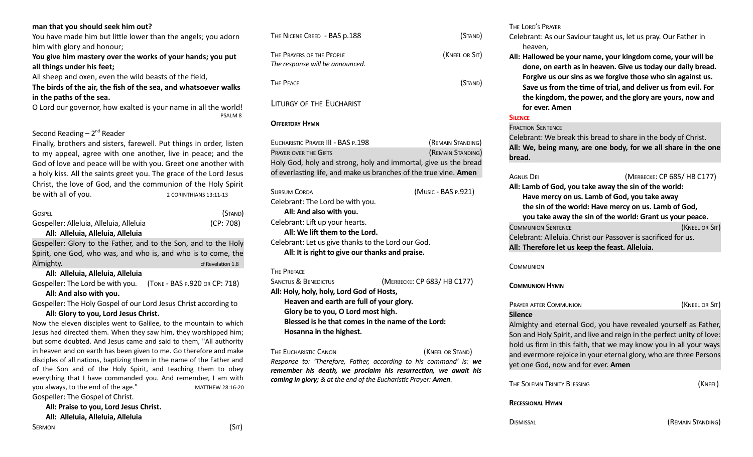**man that you should seek him out?**

You have made him but little lower than the angels; you adorn him with glory and honour;

**You give him mastery over the works of your hands; you put all things under his feet;**

All sheep and oxen, even the wild beasts of the field,

**The birds of the air, the fish of the sea, and whatsoever walks in the paths of the sea.**

O Lord our governor, how exalted is your name in all the world!

PSALM 8

Second Reading – 2nd Reader

Finally, brothers and sisters, farewell. Put things in order, listen to my appeal, agree with one another, live in peace; and the God of love and peace will be with you. Greet one another with a holy kiss. All the saints greet you. The grace of the Lord Jesus Christ, the love of God, and the communion of the Holy Spirit be with all of you. 2 CORINTHIANS 13:11-13

GOSPEL (STAND)

Gospeller: Alleluia, Alleluia, Alleluia (CP: 708)

**All: Alleluia, Alleluia, Alleluia**

Gospeller: Glory to the Father, and to the Son, and to the Holy Spirit, one God, who was, and who is, and who is to come, the Almighty. cf Revelation 1.8

**All: Alleluia, Alleluia, Alleluia**

Gospeller: The Lord be with you. (TONE - BAS P.920 OR CP: 718)

**All: And also with you.**

Gospeller: The Holy Gospel of our Lord Jesus Christ according to

**All: Glory to you, Lord Jesus Christ.**

Now the eleven disciples went to Galilee, to the mountain to which Jesus had directed them. When they saw him, they worshipped him; but some doubted. And Jesus came and said to them, "All authority in heaven and on earth has been given to me. Go therefore and make disciples of all nations, baptizing them in the name of the Father and of the Son and of the Holy Spirit, and teaching them to obey everything that I have commanded you. And remember, I am with you always, to the end of the age." MATTHEW 28:16-20

Gospeller: The Gospel of Christ.

**All: Praise to you, Lord Jesus Christ.**

**All: Alleluia, Alleluia, Alleluia**

SERMON (SIT)

THE NICENE CREED - BAS p.188 (STAND)

THE PRAYERS OF THE PEOPLE (KNEEL OR SIT)
*The response will be announced.*

THE PEACE (STAND)

## LITURGY OF THE EUCHARIST

**OFFERTORY HYMN**

EUCHARISTIC PRAYER III - BAS P.198 (REMAIN STANDING)

PRAYER OVER THE GIFTS (REMAIN STANDING)

Holy God, holy and strong, holy and immortal, give us the bread of everlasting life, and make us branches of the true vine. **Amen**

SURSUM CORDA (MUSIC - BAS P.921)

Celebrant: The Lord be with you.

**All: And also with you.**

Celebrant: Lift up your hearts.

**All: We lift them to the Lord.**

Celebrant: Let us give thanks to the Lord our God.

**All: It is right to give our thanks and praise.**

THE PREFACE

SANCTUS & BENEDICTUS (MERBECKE: CP 683/ HB C177)

**All: Holy, holy, holy, Lord God of Hosts,**
**Heaven and earth are full of your glory.**
**Glory be to you, O Lord most high.**
**Blessed is he that comes in the name of the Lord:**
**Hosanna in the highest.**

THE EUCHARISTIC CANON (KNEEL OR STAND)

*Response to: 'Therefore, Father, according to his command' is: **we remember his death, we proclaim his resurrection, we await his coming in glory;** & at the end of the Eucharistic Prayer: **Amen**.*

THE LORD'S PRAYER

Celebrant: As our Saviour taught us, let us pray. Our Father in heaven,

**All: Hallowed be your name, your kingdom come, your will be done, on earth as in heaven. Give us today our daily bread. Forgive us our sins as we forgive those who sin against us. Save us from the time of trial, and deliver us from evil. For the kingdom, the power, and the glory are yours, now and for ever. Amen**

**SILENCE**

FRACTION SENTENCE

Celebrant: We break this bread to share in the body of Christ.

**All: We, being many, are one body, for we all share in the one bread.**

AGNUS DEI (MERBECKE: CP 685/ HB C177)

**All: Lamb of God, you take away the sin of the world:**
**Have mercy on us. Lamb of God, you take away**
**the sin of the world: Have mercy on us. Lamb of God,**
**you take away the sin of the world: Grant us your peace.**

COMMUNION SENTENCE (KNEEL OR SIT)

Celebrant: Alleluia. Christ our Passover is sacrificed for us.

**All: Therefore let us keep the feast. Alleluia.**

COMMUNION

**COMMUNION HYMN**

PRAYER AFTER COMMUNION (KNEEL OR SIT)

**Silence**

Almighty and eternal God, you have revealed yourself as Father, Son and Holy Spirit, and live and reign in the perfect unity of love: hold us firm in this faith, that we may know you in all your ways and evermore rejoice in your eternal glory, who are three Persons yet one God, now and for ever. **Amen**

THE SOLEMN TRINITY BLESSING (KNEEL)

**RECESSIONAL HYMN**

DISMISSAL (REMAIN STANDING)